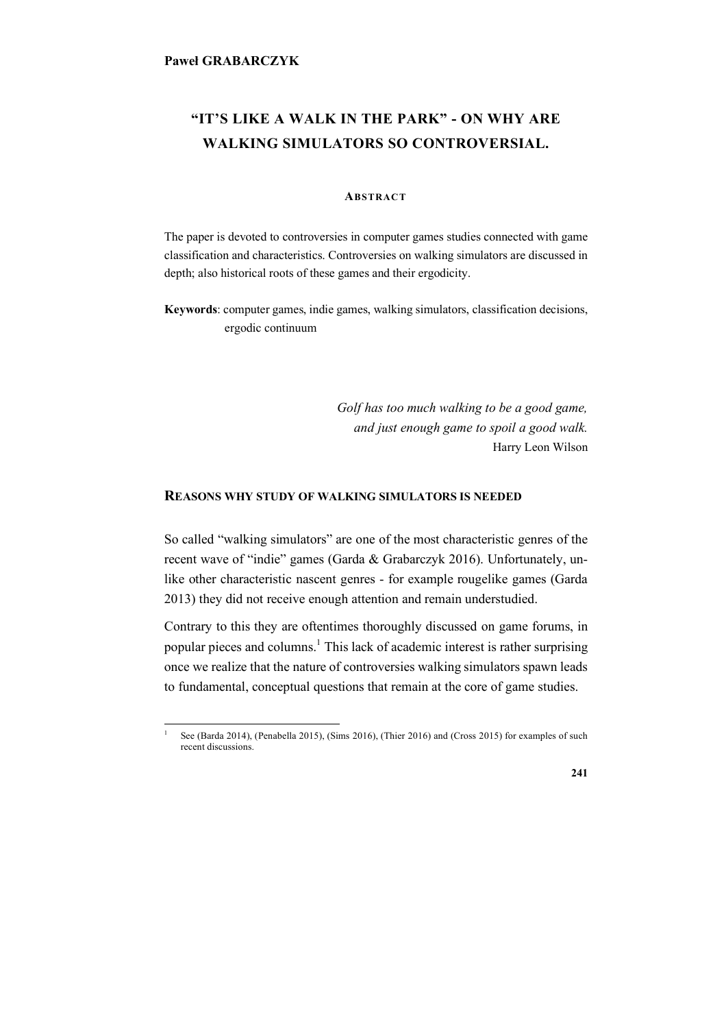**Paweł GRABARCZYK**

# "IT'S LIKE A WALK IN THE PARK" - ON WHY ARE WALKING SIMULATORS SO CONTROVERSIAL.

### ABSTRACT

The paper is devoted to controversies in computer games studies connected with game classification and characteristics. Controversies on walking simulators are discussed in depth; also historical roots of these games and their ergodicity.

**Keywords**: computer games, indie games, walking simulators, classification decisions, ergodic continuum

*Golf has too much walking to be a good game,*
*and just enough game to spoil a good walk.*
Harry Leon Wilson

## REASONS WHY STUDY OF WALKING SIMULATORS IS NEEDED

So called "walking simulators" are one of the most characteristic genres of the recent wave of "indie" games (Garda & Grabarczyk 2016). Unfortunately, unlike other characteristic nascent genres - for example rougelike games (Garda 2013) they did not receive enough attention and remain understudied.

Contrary to this they are oftentimes thoroughly discussed on game forums, in popular pieces and columns.[1] This lack of academic interest is rather surprising once we realize that the nature of controversies walking simulators spawn leads to fundamental, conceptual questions that remain at the core of game studies.

[1] See (Barda 2014), (Penabella 2015), (Sims 2016), (Thier 2016) and (Cross 2015) for examples of such recent discussions.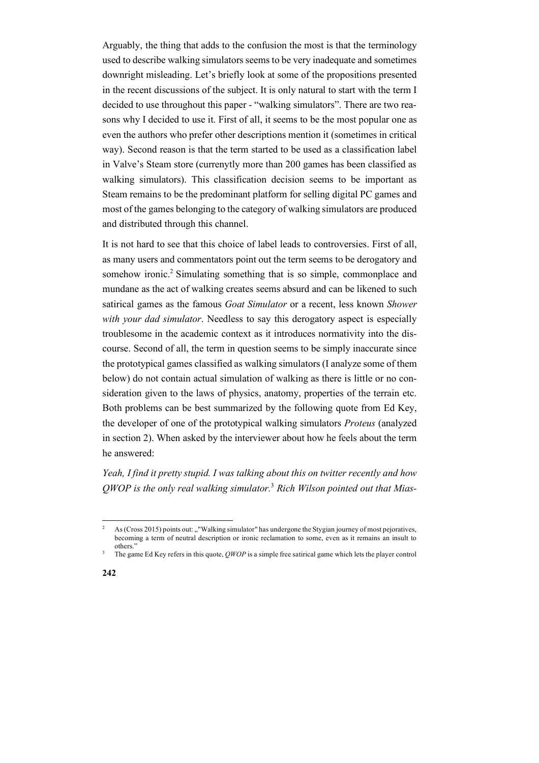Arguably, the thing that adds to the confusion the most is that the terminology used to describe walking simulators seems to be very inadequate and sometimes downright misleading. Let's briefly look at some of the propositions presented in the recent discussions of the subject. It is only natural to start with the term I decided to use throughout this paper - "walking simulators". There are two reasons why I decided to use it. First of all, it seems to be the most popular one as even the authors who prefer other descriptions mention it (sometimes in critical way). Second reason is that the term started to be used as a classification label in Valve's Steam store (currenytly more than 200 games has been classified as walking simulators). This classification decision seems to be important as Steam remains to be the predominant platform for selling digital PC games and most of the games belonging to the category of walking simulators are produced and distributed through this channel.

It is not hard to see that this choice of label leads to controversies. First of all, as many users and commentators point out the term seems to be derogatory and somehow ironic.[2] Simulating something that is so simple, commonplace and mundane as the act of walking creates seems absurd and can be likened to such satirical games as the famous *Goat Simulator* or a recent, less known *Shower with your dad simulator*. Needless to say this derogatory aspect is especially troublesome in the academic context as it introduces normativity into the discourse. Second of all, the term in question seems to be simply inaccurate since the prototypical games classified as walking simulators (I analyze some of them below) do not contain actual simulation of walking as there is little or no consideration given to the laws of physics, anatomy, properties of the terrain etc. Both problems can be best summarized by the following quote from Ed Key, the developer of one of the prototypical walking simulators *Proteus* (analyzed in section 2). When asked by the interviewer about how he feels about the term he answered:

*Yeah, I find it pretty stupid. I was talking about this on twitter recently and how QWOP is the only real walking simulator.*[3] *Rich Wilson pointed out that Mias-*

---

[2] As (Cross 2015) points out: „"Walking simulator" has undergone the Stygian journey of most pejoratives, becoming a term of neutral description or ironic reclamation to some, even as it remains an insult to others."

[3] The game Ed Key refers in this quote, *QWOP* is a simple free satirical game which lets the player control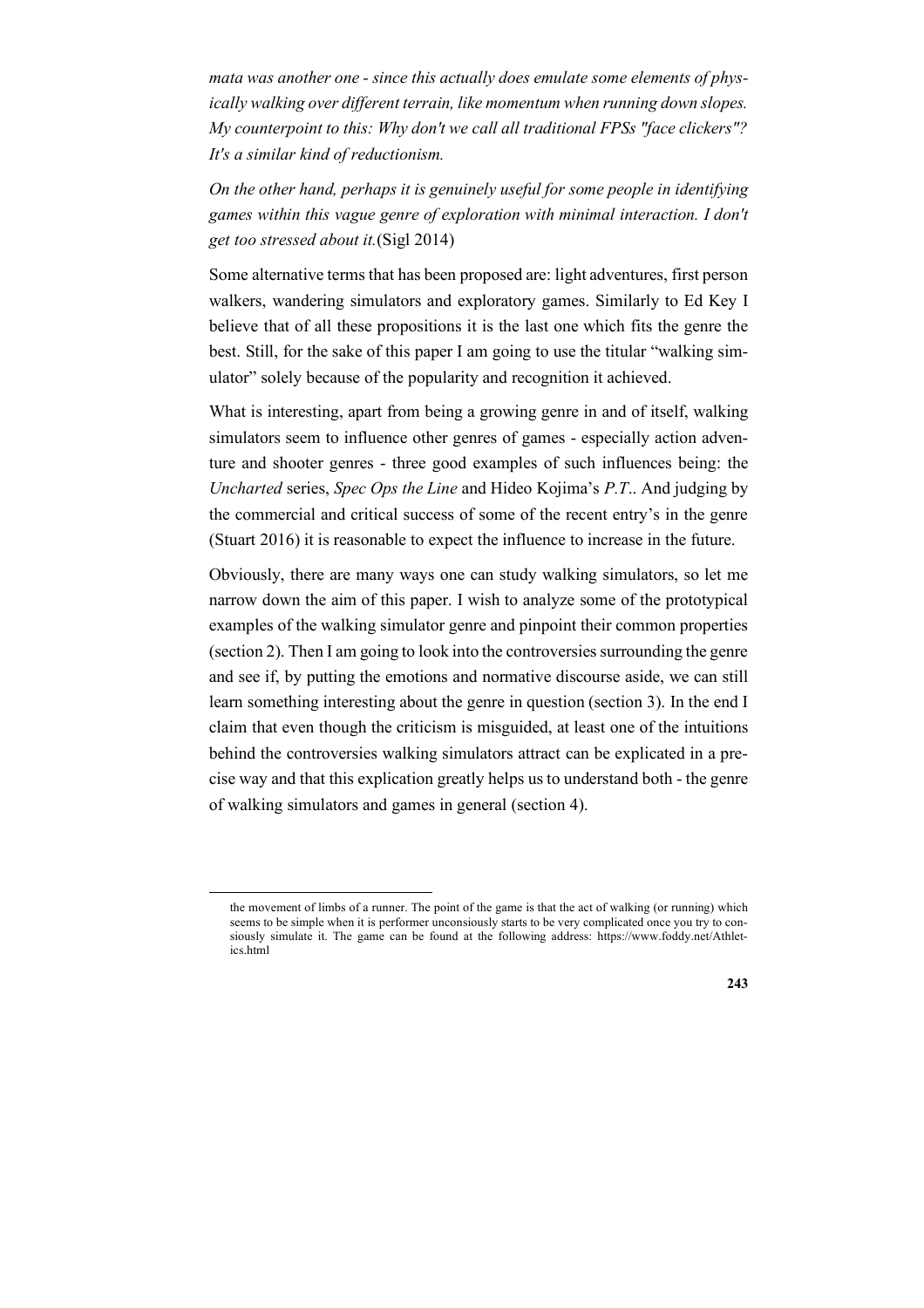*mata was another one - since this actually does emulate some elements of physically walking over different terrain, like momentum when running down slopes. My counterpoint to this: Why don't we call all traditional FPSs "face clickers"? It's a similar kind of reductionism.*

*On the other hand, perhaps it is genuinely useful for some people in identifying games within this vague genre of exploration with minimal interaction. I don't get too stressed about it.*(Sigl 2014)

Some alternative terms that has been proposed are: light adventures, first person walkers, wandering simulators and exploratory games. Similarly to Ed Key I believe that of all these propositions it is the last one which fits the genre the best. Still, for the sake of this paper I am going to use the titular "walking simulator" solely because of the popularity and recognition it achieved.

What is interesting, apart from being a growing genre in and of itself, walking simulators seem to influence other genres of games - especially action adventure and shooter genres - three good examples of such influences being: the *Uncharted* series, *Spec Ops the Line* and Hideo Kojima's *P.T.*. And judging by the commercial and critical success of some of the recent entry's in the genre (Stuart 2016) it is reasonable to expect the influence to increase in the future.

Obviously, there are many ways one can study walking simulators, so let me narrow down the aim of this paper. I wish to analyze some of the prototypical examples of the walking simulator genre and pinpoint their common properties (section 2). Then I am going to look into the controversies surrounding the genre and see if, by putting the emotions and normative discourse aside, we can still learn something interesting about the genre in question (section 3). In the end I claim that even though the criticism is misguided, at least one of the intuitions behind the controversies walking simulators attract can be explicated in a precise way and that this explication greatly helps us to understand both - the genre of walking simulators and games in general (section 4).

the movement of limbs of a runner. The point of the game is that the act of walking (or running) which seems to be simple when it is performer unconsiously starts to be very complicated once you try to consiously simulate it. The game can be found at the following address: https://www.foddy.net/Athletics.html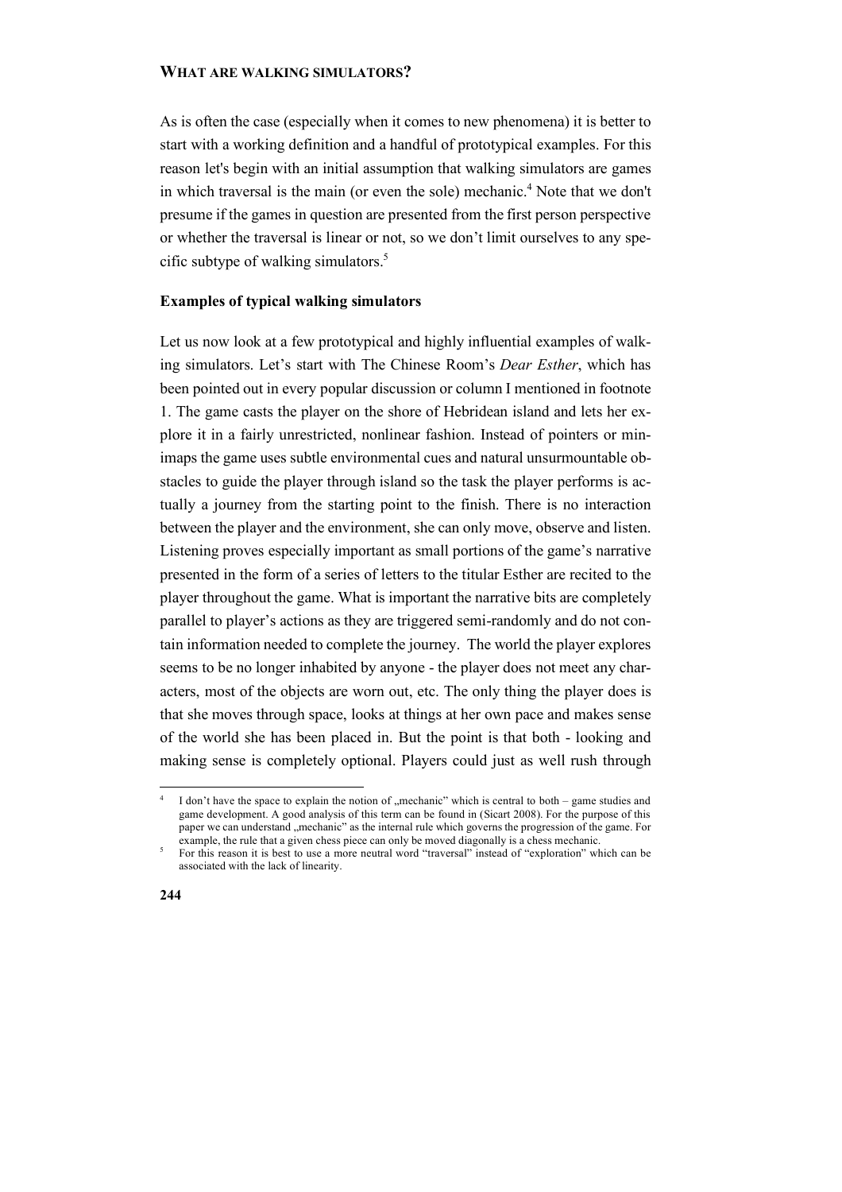## WHAT ARE WALKING SIMULATORS?

As is often the case (especially when it comes to new phenomena) it is better to start with a working definition and a handful of prototypical examples. For this reason let's begin with an initial assumption that walking simulators are games in which traversal is the main (or even the sole) mechanic.[4] Note that we don't presume if the games in question are presented from the first person perspective or whether the traversal is linear or not, so we don't limit ourselves to any specific subtype of walking simulators.[5]

### Examples of typical walking simulators

Let us now look at a few prototypical and highly influential examples of walking simulators. Let's start with The Chinese Room's *Dear Esther*, which has been pointed out in every popular discussion or column I mentioned in footnote 1. The game casts the player on the shore of Hebridean island and lets her explore it in a fairly unrestricted, nonlinear fashion. Instead of pointers or minimaps the game uses subtle environmental cues and natural unsurmountable obstacles to guide the player through island so the task the player performs is actually a journey from the starting point to the finish. There is no interaction between the player and the environment, she can only move, observe and listen. Listening proves especially important as small portions of the game's narrative presented in the form of a series of letters to the titular Esther are recited to the player throughout the game. What is important the narrative bits are completely parallel to player's actions as they are triggered semi-randomly and do not contain information needed to complete the journey. The world the player explores seems to be no longer inhabited by anyone - the player does not meet any characters, most of the objects are worn out, etc. The only thing the player does is that she moves through space, looks at things at her own pace and makes sense of the world she has been placed in. But the point is that both - looking and making sense is completely optional. Players could just as well rush through

---

[4] I don't have the space to explain the notion of „mechanic" which is central to both – game studies and game development. A good analysis of this term can be found in (Sicart 2008). For the purpose of this paper we can understand „mechanic" as the internal rule which governs the progression of the game. For example, the rule that a given chess piece can only be moved diagonally is a chess mechanic.

[5] For this reason it is best to use a more neutral word "traversal" instead of "exploration" which can be associated with the lack of linearity.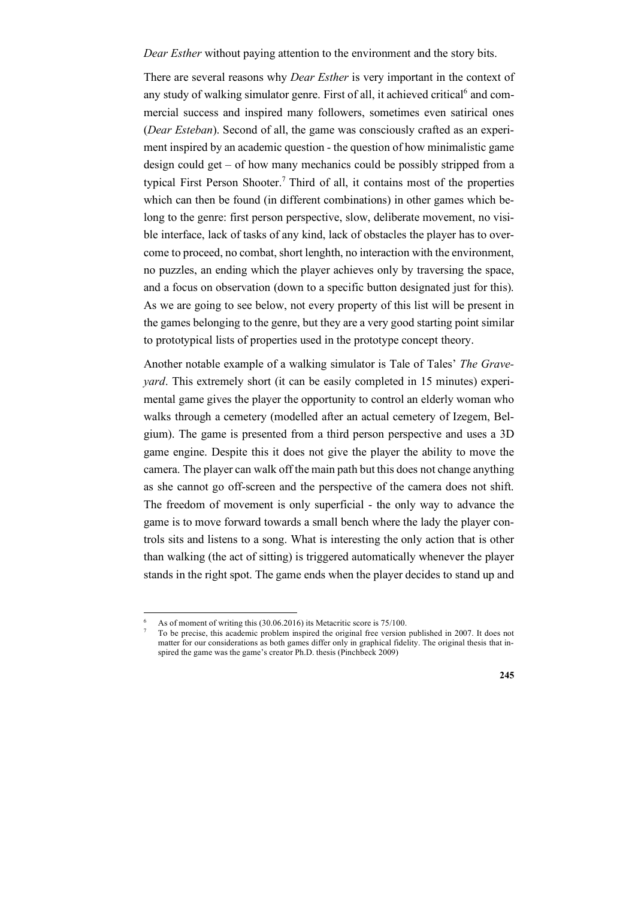*Dear Esther* without paying attention to the environment and the story bits.

There are several reasons why *Dear Esther* is very important in the context of any study of walking simulator genre. First of all, it achieved critical[6] and commercial success and inspired many followers, sometimes even satirical ones (*Dear Esteban*). Second of all, the game was consciously crafted as an experiment inspired by an academic question - the question of how minimalistic game design could get – of how many mechanics could be possibly stripped from a typical First Person Shooter.[7] Third of all, it contains most of the properties which can then be found (in different combinations) in other games which belong to the genre: first person perspective, slow, deliberate movement, no visible interface, lack of tasks of any kind, lack of obstacles the player has to overcome to proceed, no combat, short lenghth, no interaction with the environment, no puzzles, an ending which the player achieves only by traversing the space, and a focus on observation (down to a specific button designated just for this). As we are going to see below, not every property of this list will be present in the games belonging to the genre, but they are a very good starting point similar to prototypical lists of properties used in the prototype concept theory.

Another notable example of a walking simulator is Tale of Tales' *The Graveyard*. This extremely short (it can be easily completed in 15 minutes) experimental game gives the player the opportunity to control an elderly woman who walks through a cemetery (modelled after an actual cemetery of Izegem, Belgium). The game is presented from a third person perspective and uses a 3D game engine. Despite this it does not give the player the ability to move the camera. The player can walk off the main path but this does not change anything as she cannot go off-screen and the perspective of the camera does not shift. The freedom of movement is only superficial - the only way to advance the game is to move forward towards a small bench where the lady the player controls sits and listens to a song. What is interesting the only action that is other than walking (the act of sitting) is triggered automatically whenever the player stands in the right spot. The game ends when the player decides to stand up and

[6] As of moment of writing this (30.06.2016) its Metacritic score is 75/100.

[7] To be precise, this academic problem inspired the original free version published in 2007. It does not matter for our considerations as both games differ only in graphical fidelity. The original thesis that inspired the game was the game's creator Ph.D. thesis (Pinchbeck 2009)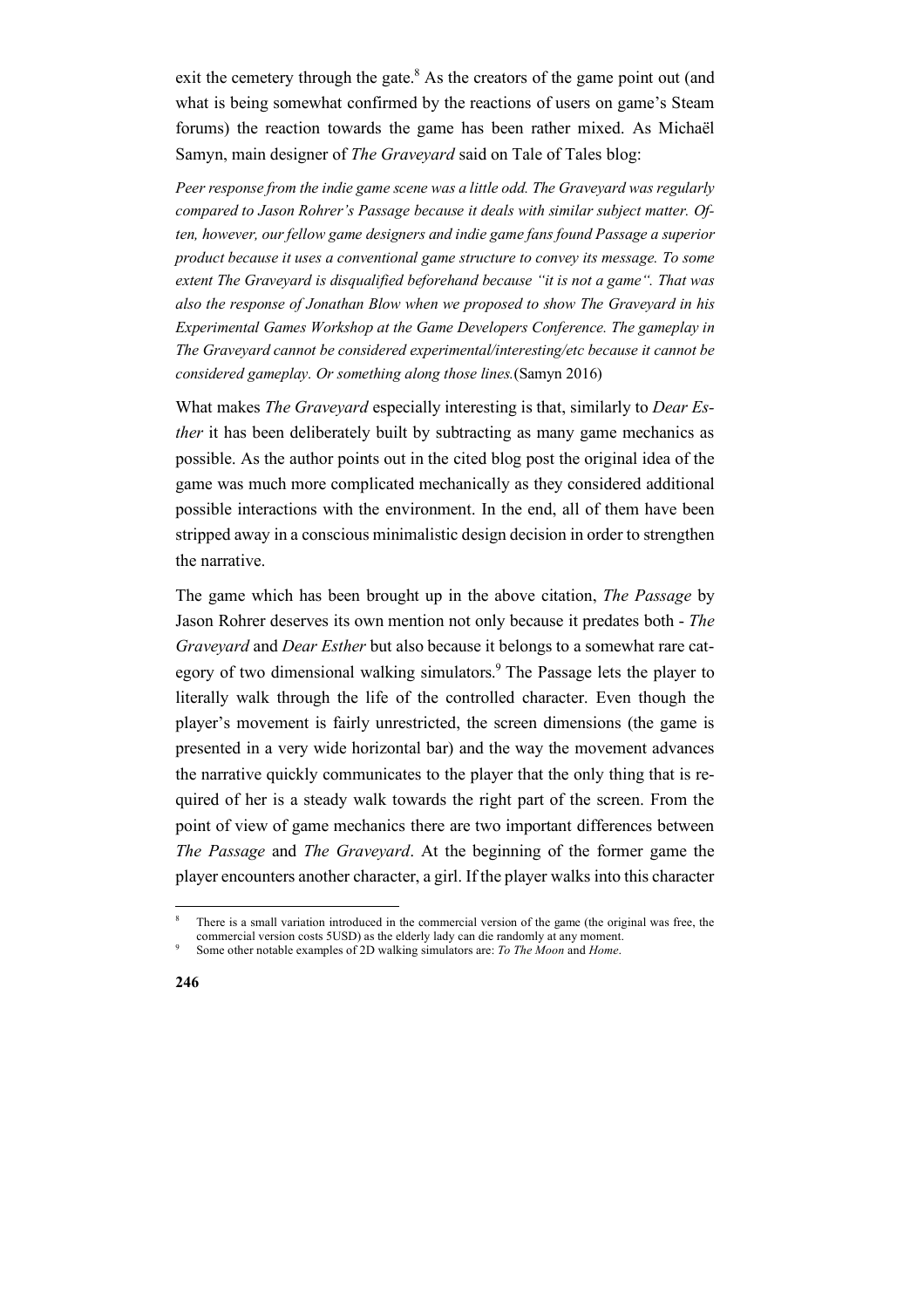exit the cemetery through the gate.[8] As the creators of the game point out (and what is being somewhat confirmed by the reactions of users on game's Steam forums) the reaction towards the game has been rather mixed. As Michaël Samyn, main designer of *The Graveyard* said on Tale of Tales blog:

> *Peer response from the indie game scene was a little odd. The Graveyard was regularly compared to Jason Rohrer's Passage because it deals with similar subject matter. Often, however, our fellow game designers and indie game fans found Passage a superior product because it uses a conventional game structure to convey its message. To some extent The Graveyard is disqualified beforehand because "it is not a game". That was also the response of Jonathan Blow when we proposed to show The Graveyard in his Experimental Games Workshop at the Game Developers Conference. The gameplay in The Graveyard cannot be considered experimental/interesting/etc because it cannot be considered gameplay. Or something along those lines.* (Samyn 2016)

What makes *The Graveyard* especially interesting is that, similarly to *Dear Esther* it has been deliberately built by subtracting as many game mechanics as possible. As the author points out in the cited blog post the original idea of the game was much more complicated mechanically as they considered additional possible interactions with the environment. In the end, all of them have been stripped away in a conscious minimalistic design decision in order to strengthen the narrative.

The game which has been brought up in the above citation, *The Passage* by Jason Rohrer deserves its own mention not only because it predates both - *The Graveyard* and *Dear Esther* but also because it belongs to a somewhat rare category of two dimensional walking simulators.[9] The Passage lets the player to literally walk through the life of the controlled character. Even though the player's movement is fairly unrestricted, the screen dimensions (the game is presented in a very wide horizontal bar) and the way the movement advances the narrative quickly communicates to the player that the only thing that is required of her is a steady walk towards the right part of the screen. From the point of view of game mechanics there are two important differences between *The Passage* and *The Graveyard*. At the beginning of the former game the player encounters another character, a girl. If the player walks into this character

---

[8] There is a small variation introduced in the commercial version of the game (the original was free, the commercial version costs 5USD) as the elderly lady can die randomly at any moment.

[9] Some other notable examples of 2D walking simulators are: *To The Moon* and *Home*.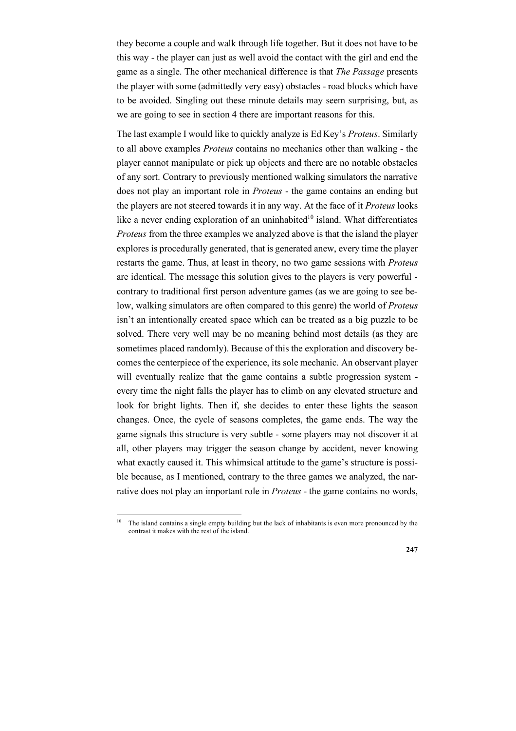they become a couple and walk through life together. But it does not have to be this way - the player can just as well avoid the contact with the girl and end the game as a single. The other mechanical difference is that *The Passage* presents the player with some (admittedly very easy) obstacles - road blocks which have to be avoided. Singling out these minute details may seem surprising, but, as we are going to see in section 4 there are important reasons for this.

The last example I would like to quickly analyze is Ed Key's *Proteus*. Similarly to all above examples *Proteus* contains no mechanics other than walking - the player cannot manipulate or pick up objects and there are no notable obstacles of any sort. Contrary to previously mentioned walking simulators the narrative does not play an important role in *Proteus* - the game contains an ending but the players are not steered towards it in any way. At the face of it *Proteus* looks like a never ending exploration of an uninhabited[10] island. What differentiates *Proteus* from the three examples we analyzed above is that the island the player explores is procedurally generated, that is generated anew, every time the player restarts the game. Thus, at least in theory, no two game sessions with *Proteus* are identical. The message this solution gives to the players is very powerful - contrary to traditional first person adventure games (as we are going to see below, walking simulators are often compared to this genre) the world of *Proteus* isn't an intentionally created space which can be treated as a big puzzle to be solved. There very well may be no meaning behind most details (as they are sometimes placed randomly). Because of this the exploration and discovery becomes the centerpiece of the experience, its sole mechanic. An observant player will eventually realize that the game contains a subtle progression system - every time the night falls the player has to climb on any elevated structure and look for bright lights. Then if, she decides to enter these lights the season changes. Once, the cycle of seasons completes, the game ends. The way the game signals this structure is very subtle - some players may not discover it at all, other players may trigger the season change by accident, never knowing what exactly caused it. This whimsical attitude to the game's structure is possible because, as I mentioned, contrary to the three games we analyzed, the narrative does not play an important role in *Proteus* - the game contains no words,

[10] The island contains a single empty building but the lack of inhabitants is even more pronounced by the contrast it makes with the rest of the island.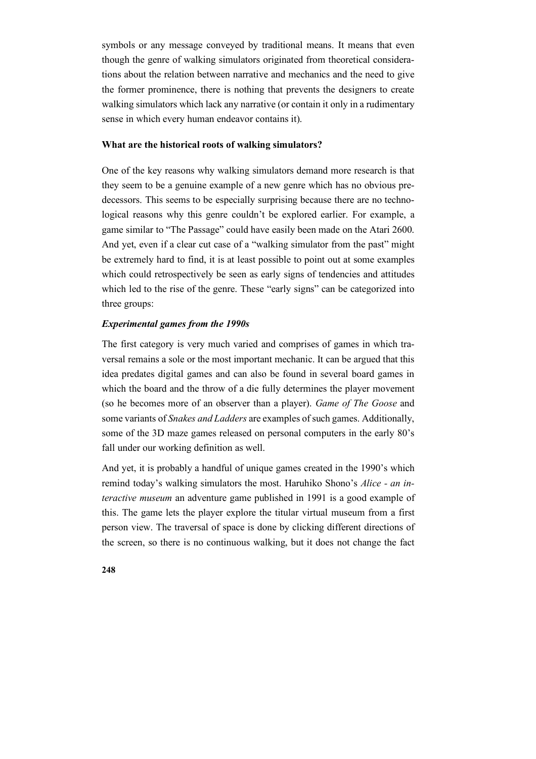symbols or any message conveyed by traditional means. It means that even though the genre of walking simulators originated from theoretical considerations about the relation between narrative and mechanics and the need to give the former prominence, there is nothing that prevents the designers to create walking simulators which lack any narrative (or contain it only in a rudimentary sense in which every human endeavor contains it).

**What are the historical roots of walking simulators?**

One of the key reasons why walking simulators demand more research is that they seem to be a genuine example of a new genre which has no obvious predecessors. This seems to be especially surprising because there are no technological reasons why this genre couldn't be explored earlier. For example, a game similar to "The Passage" could have easily been made on the Atari 2600. And yet, even if a clear cut case of a "walking simulator from the past" might be extremely hard to find, it is at least possible to point out at some examples which could retrospectively be seen as early signs of tendencies and attitudes which led to the rise of the genre. These "early signs" can be categorized into three groups:

***Experimental games from the 1990s***

The first category is very much varied and comprises of games in which traversal remains a sole or the most important mechanic. It can be argued that this idea predates digital games and can also be found in several board games in which the board and the throw of a die fully determines the player movement (so he becomes more of an observer than a player). *Game of The Goose* and some variants of *Snakes and Ladders* are examples of such games. Additionally, some of the 3D maze games released on personal computers in the early 80's fall under our working definition as well.

And yet, it is probably a handful of unique games created in the 1990's which remind today's walking simulators the most. Haruhiko Shono's *Alice - an interactive museum* an adventure game published in 1991 is a good example of this. The game lets the player explore the titular virtual museum from a first person view. The traversal of space is done by clicking different directions of the screen, so there is no continuous walking, but it does not change the fact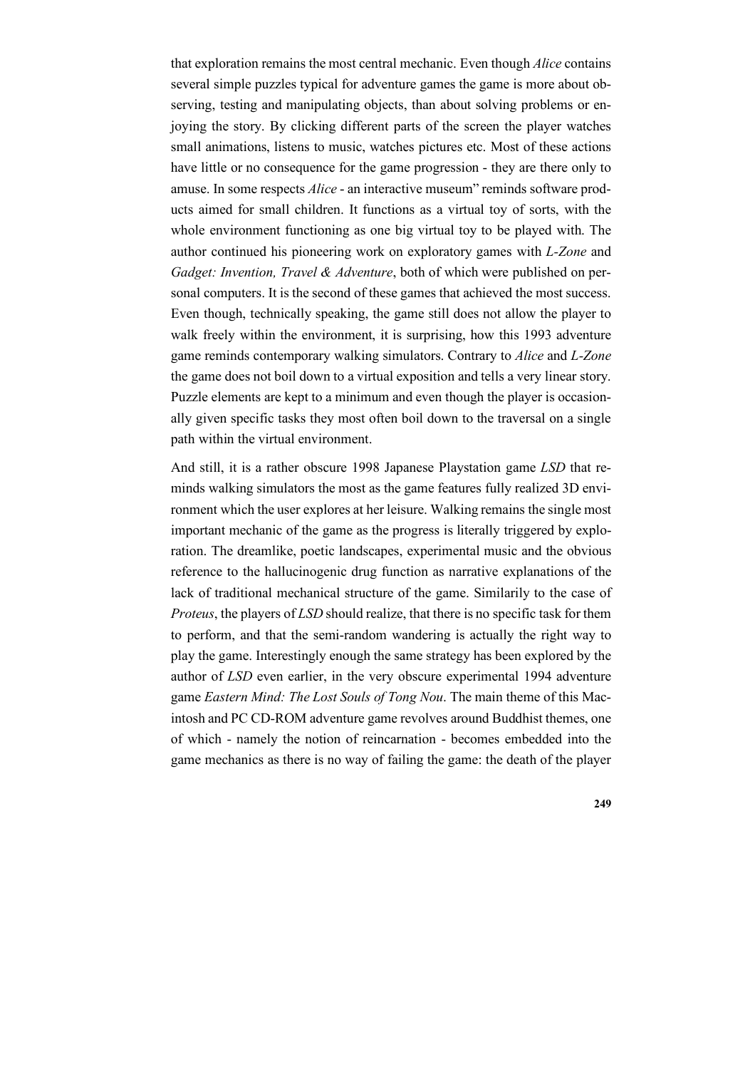that exploration remains the most central mechanic. Even though *Alice* contains several simple puzzles typical for adventure games the game is more about observing, testing and manipulating objects, than about solving problems or enjoying the story. By clicking different parts of the screen the player watches small animations, listens to music, watches pictures etc. Most of these actions have little or no consequence for the game progression - they are there only to amuse. In some respects *Alice* - an interactive museum" reminds software products aimed for small children. It functions as a virtual toy of sorts, with the whole environment functioning as one big virtual toy to be played with. The author continued his pioneering work on exploratory games with *L-Zone* and *Gadget: Invention, Travel & Adventure*, both of which were published on personal computers. It is the second of these games that achieved the most success. Even though, technically speaking, the game still does not allow the player to walk freely within the environment, it is surprising, how this 1993 adventure game reminds contemporary walking simulators. Contrary to *Alice* and *L-Zone* the game does not boil down to a virtual exposition and tells a very linear story. Puzzle elements are kept to a minimum and even though the player is occasionally given specific tasks they most often boil down to the traversal on a single path within the virtual environment.

And still, it is a rather obscure 1998 Japanese Playstation game *LSD* that reminds walking simulators the most as the game features fully realized 3D environment which the user explores at her leisure. Walking remains the single most important mechanic of the game as the progress is literally triggered by exploration. The dreamlike, poetic landscapes, experimental music and the obvious reference to the hallucinogenic drug function as narrative explanations of the lack of traditional mechanical structure of the game. Similarily to the case of *Proteus*, the players of *LSD* should realize, that there is no specific task for them to perform, and that the semi-random wandering is actually the right way to play the game. Interestingly enough the same strategy has been explored by the author of *LSD* even earlier, in the very obscure experimental 1994 adventure game *Eastern Mind: The Lost Souls of Tong Nou*. The main theme of this Macintosh and PC CD-ROM adventure game revolves around Buddhist themes, one of which - namely the notion of reincarnation - becomes embedded into the game mechanics as there is no way of failing the game: the death of the player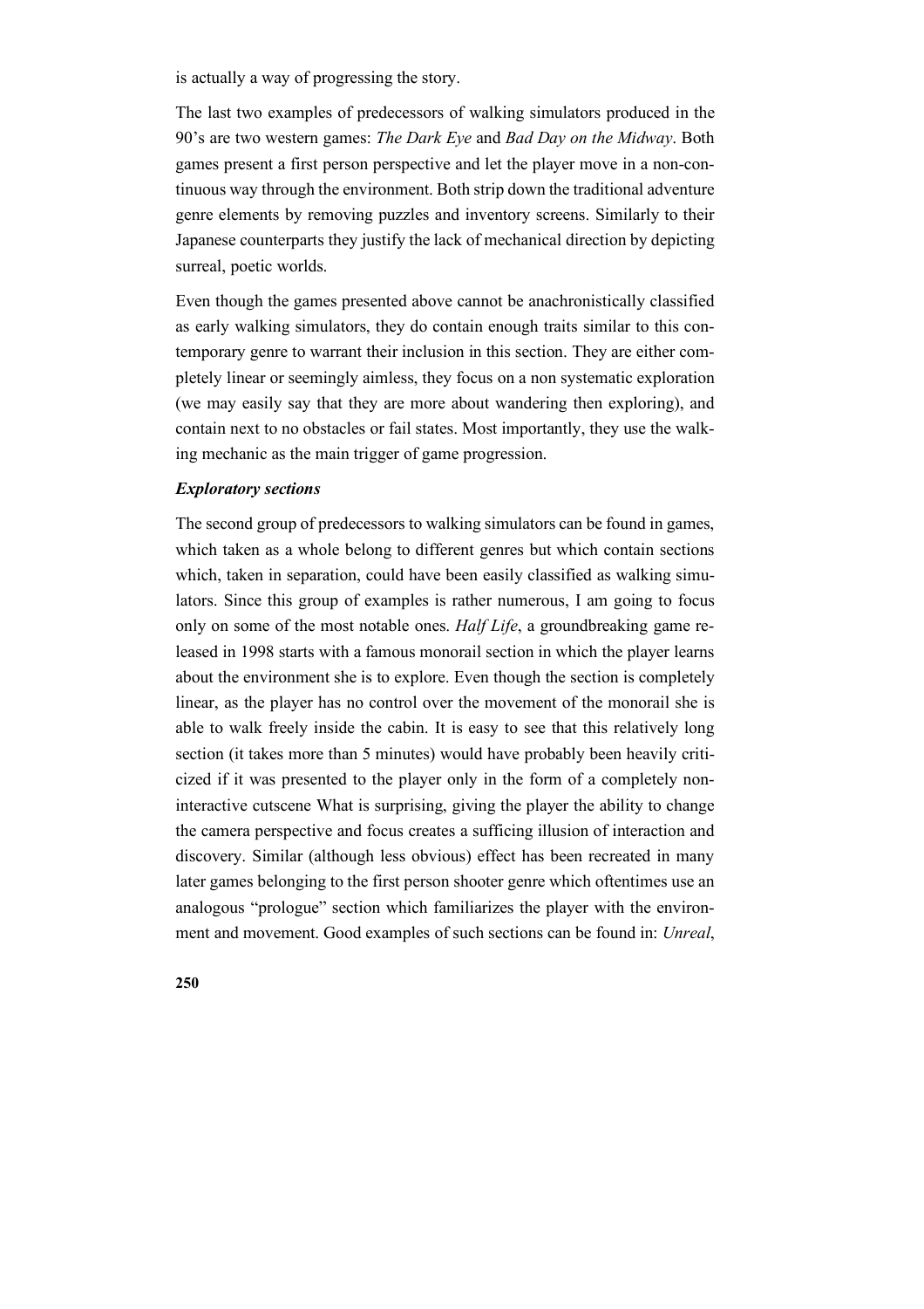is actually a way of progressing the story.

The last two examples of predecessors of walking simulators produced in the 90's are two western games: *The Dark Eye* and *Bad Day on the Midway*. Both games present a first person perspective and let the player move in a non-continuous way through the environment. Both strip down the traditional adventure genre elements by removing puzzles and inventory screens. Similarly to their Japanese counterparts they justify the lack of mechanical direction by depicting surreal, poetic worlds.

Even though the games presented above cannot be anachronistically classified as early walking simulators, they do contain enough traits similar to this contemporary genre to warrant their inclusion in this section. They are either completely linear or seemingly aimless, they focus on a non systematic exploration (we may easily say that they are more about wandering then exploring), and contain next to no obstacles or fail states. Most importantly, they use the walking mechanic as the main trigger of game progression.

***Exploratory sections***

The second group of predecessors to walking simulators can be found in games, which taken as a whole belong to different genres but which contain sections which, taken in separation, could have been easily classified as walking simulators. Since this group of examples is rather numerous, I am going to focus only on some of the most notable ones. *Half Life*, a groundbreaking game released in 1998 starts with a famous monorail section in which the player learns about the environment she is to explore. Even though the section is completely linear, as the player has no control over the movement of the monorail she is able to walk freely inside the cabin. It is easy to see that this relatively long section (it takes more than 5 minutes) would have probably been heavily criticized if it was presented to the player only in the form of a completely non-interactive cutscene What is surprising, giving the player the ability to change the camera perspective and focus creates a sufficing illusion of interaction and discovery. Similar (although less obvious) effect has been recreated in many later games belonging to the first person shooter genre which oftentimes use an analogous "prologue" section which familiarizes the player with the environment and movement. Good examples of such sections can be found in: *Unreal*,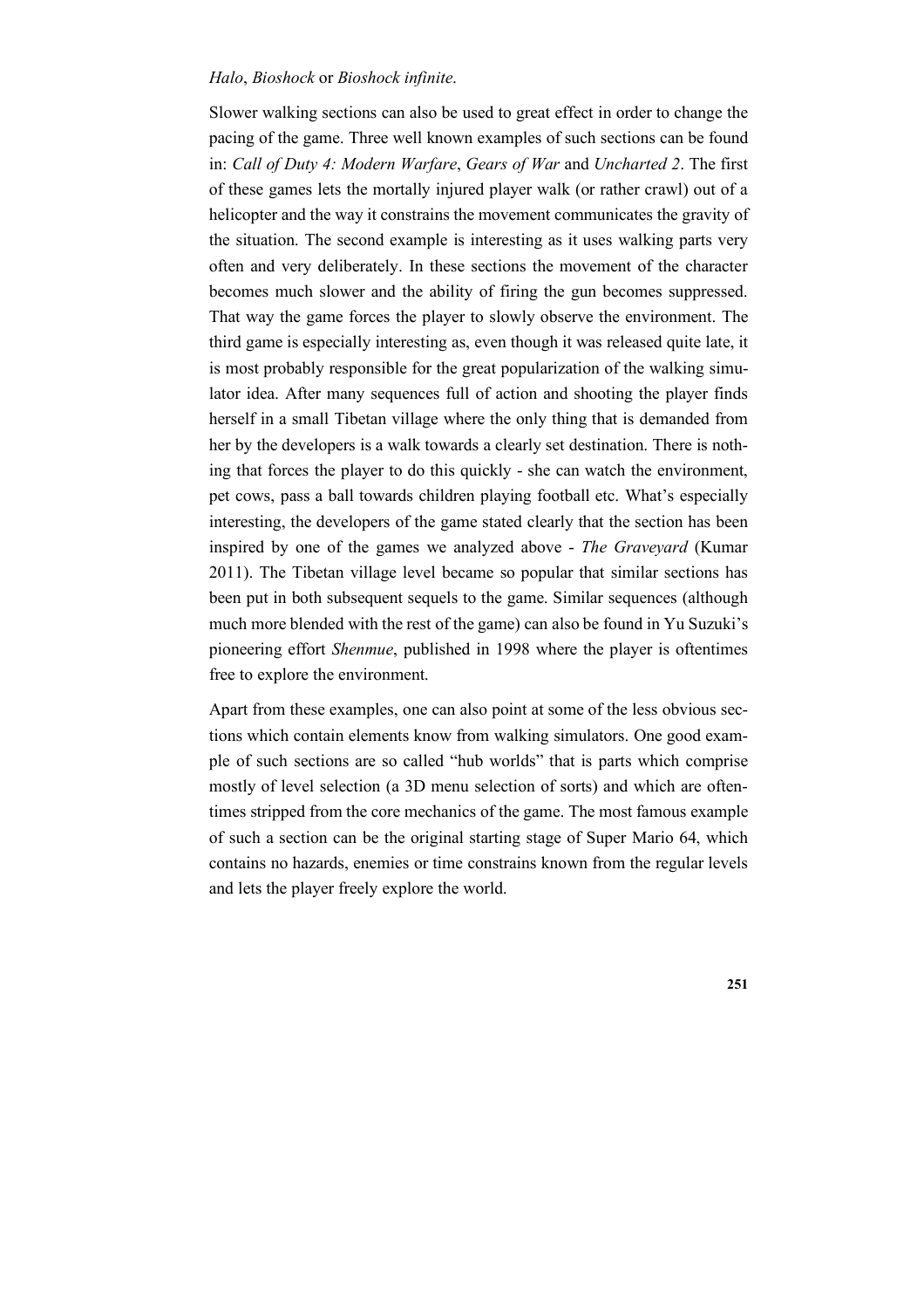*Halo*, *Bioshock* or *Bioshock infinite*.

Slower walking sections can also be used to great effect in order to change the pacing of the game. Three well known examples of such sections can be found in: *Call of Duty 4: Modern Warfare*, *Gears of War* and *Uncharted 2*. The first of these games lets the mortally injured player walk (or rather crawl) out of a helicopter and the way it constrains the movement communicates the gravity of the situation. The second example is interesting as it uses walking parts very often and very deliberately. In these sections the movement of the character becomes much slower and the ability of firing the gun becomes suppressed. That way the game forces the player to slowly observe the environment. The third game is especially interesting as, even though it was released quite late, it is most probably responsible for the great popularization of the walking simulator idea. After many sequences full of action and shooting the player finds herself in a small Tibetan village where the only thing that is demanded from her by the developers is a walk towards a clearly set destination. There is nothing that forces the player to do this quickly - she can watch the environment, pet cows, pass a ball towards children playing football etc. What's especially interesting, the developers of the game stated clearly that the section has been inspired by one of the games we analyzed above - *The Graveyard* (Kumar 2011). The Tibetan village level became so popular that similar sections has been put in both subsequent sequels to the game. Similar sequences (although much more blended with the rest of the game) can also be found in Yu Suzuki's pioneering effort *Shenmue*, published in 1998 where the player is oftentimes free to explore the environment.

Apart from these examples, one can also point at some of the less obvious sections which contain elements know from walking simulators. One good example of such sections are so called "hub worlds" that is parts which comprise mostly of level selection (a 3D menu selection of sorts) and which are oftentimes stripped from the core mechanics of the game. The most famous example of such a section can be the original starting stage of Super Mario 64, which contains no hazards, enemies or time constrains known from the regular levels and lets the player freely explore the world.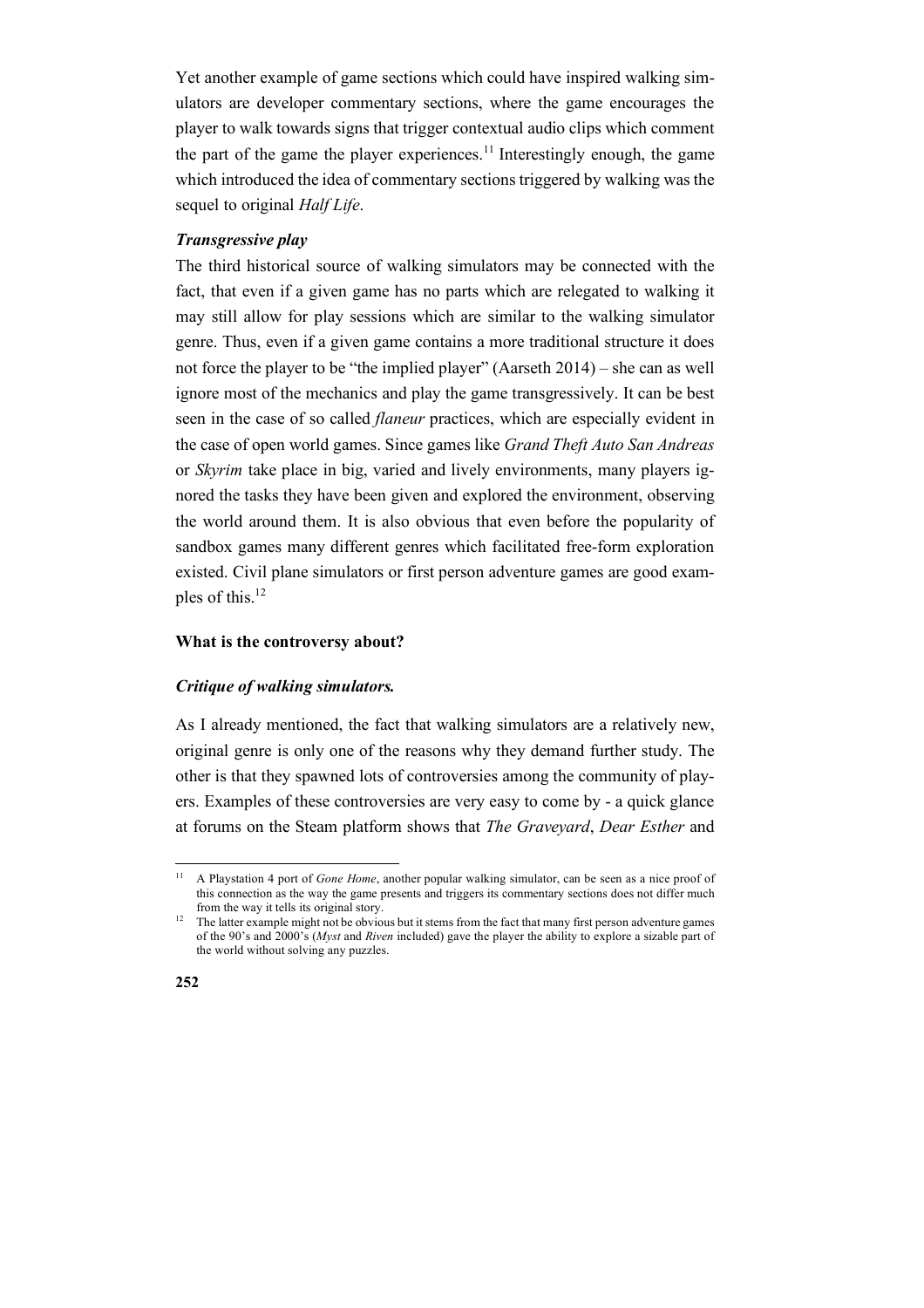Yet another example of game sections which could have inspired walking simulators are developer commentary sections, where the game encourages the player to walk towards signs that trigger contextual audio clips which comment the part of the game the player experiences.[11] Interestingly enough, the game which introduced the idea of commentary sections triggered by walking was the sequel to original *Half Life*.

***Transgressive play***

The third historical source of walking simulators may be connected with the fact, that even if a given game has no parts which are relegated to walking it may still allow for play sessions which are similar to the walking simulator genre. Thus, even if a given game contains a more traditional structure it does not force the player to be "the implied player" (Aarseth 2014) – she can as well ignore most of the mechanics and play the game transgressively. It can be best seen in the case of so called *flaneur* practices, which are especially evident in the case of open world games. Since games like *Grand Theft Auto San Andreas* or *Skyrim* take place in big, varied and lively environments, many players ignored the tasks they have been given and explored the environment, observing the world around them. It is also obvious that even before the popularity of sandbox games many different genres which facilitated free-form exploration existed. Civil plane simulators or first person adventure games are good examples of this.[12]

**What is the controversy about?**

***Critique of walking simulators.***

As I already mentioned, the fact that walking simulators are a relatively new, original genre is only one of the reasons why they demand further study. The other is that they spawned lots of controversies among the community of players. Examples of these controversies are very easy to come by - a quick glance at forums on the Steam platform shows that *The Graveyard*, *Dear Esther* and

---

[11] A Playstation 4 port of *Gone Home*, another popular walking simulator, can be seen as a nice proof of this connection as the way the game presents and triggers its commentary sections does not differ much from the way it tells its original story.

[12] The latter example might not be obvious but it stems from the fact that many first person adventure games of the 90's and 2000's (*Myst* and *Riven* included) gave the player the ability to explore a sizable part of the world without solving any puzzles.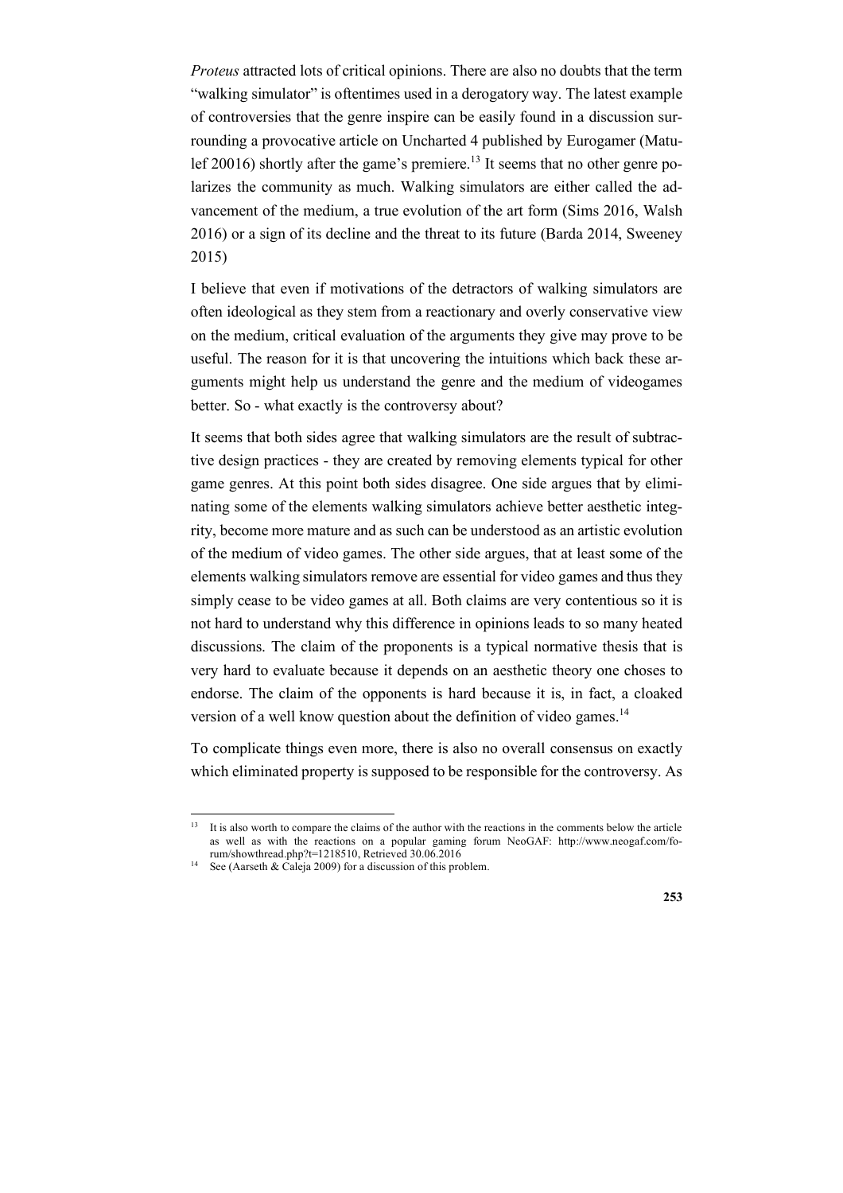*Proteus* attracted lots of critical opinions. There are also no doubts that the term "walking simulator" is oftentimes used in a derogatory way. The latest example of controversies that the genre inspire can be easily found in a discussion surrounding a provocative article on Uncharted 4 published by Eurogamer (Matulef 20016) shortly after the game's premiere.[13] It seems that no other genre polarizes the community as much. Walking simulators are either called the advancement of the medium, a true evolution of the art form (Sims 2016, Walsh 2016) or a sign of its decline and the threat to its future (Barda 2014, Sweeney 2015)

I believe that even if motivations of the detractors of walking simulators are often ideological as they stem from a reactionary and overly conservative view on the medium, critical evaluation of the arguments they give may prove to be useful. The reason for it is that uncovering the intuitions which back these arguments might help us understand the genre and the medium of videogames better. So - what exactly is the controversy about?

It seems that both sides agree that walking simulators are the result of subtractive design practices - they are created by removing elements typical for other game genres. At this point both sides disagree. One side argues that by eliminating some of the elements walking simulators achieve better aesthetic integrity, become more mature and as such can be understood as an artistic evolution of the medium of video games. The other side argues, that at least some of the elements walking simulators remove are essential for video games and thus they simply cease to be video games at all. Both claims are very contentious so it is not hard to understand why this difference in opinions leads to so many heated discussions. The claim of the proponents is a typical normative thesis that is very hard to evaluate because it depends on an aesthetic theory one choses to endorse. The claim of the opponents is hard because it is, in fact, a cloaked version of a well know question about the definition of video games.[14]

To complicate things even more, there is also no overall consensus on exactly which eliminated property is supposed to be responsible for the controversy. As

---

[13] It is also worth to compare the claims of the author with the reactions in the comments below the article as well as with the reactions on a popular gaming forum NeoGAF: http://www.neogaf.com/forum/showthread.php?t=1218510, Retrieved 30.06.2016

[14] See (Aarseth & Caleja 2009) for a discussion of this problem.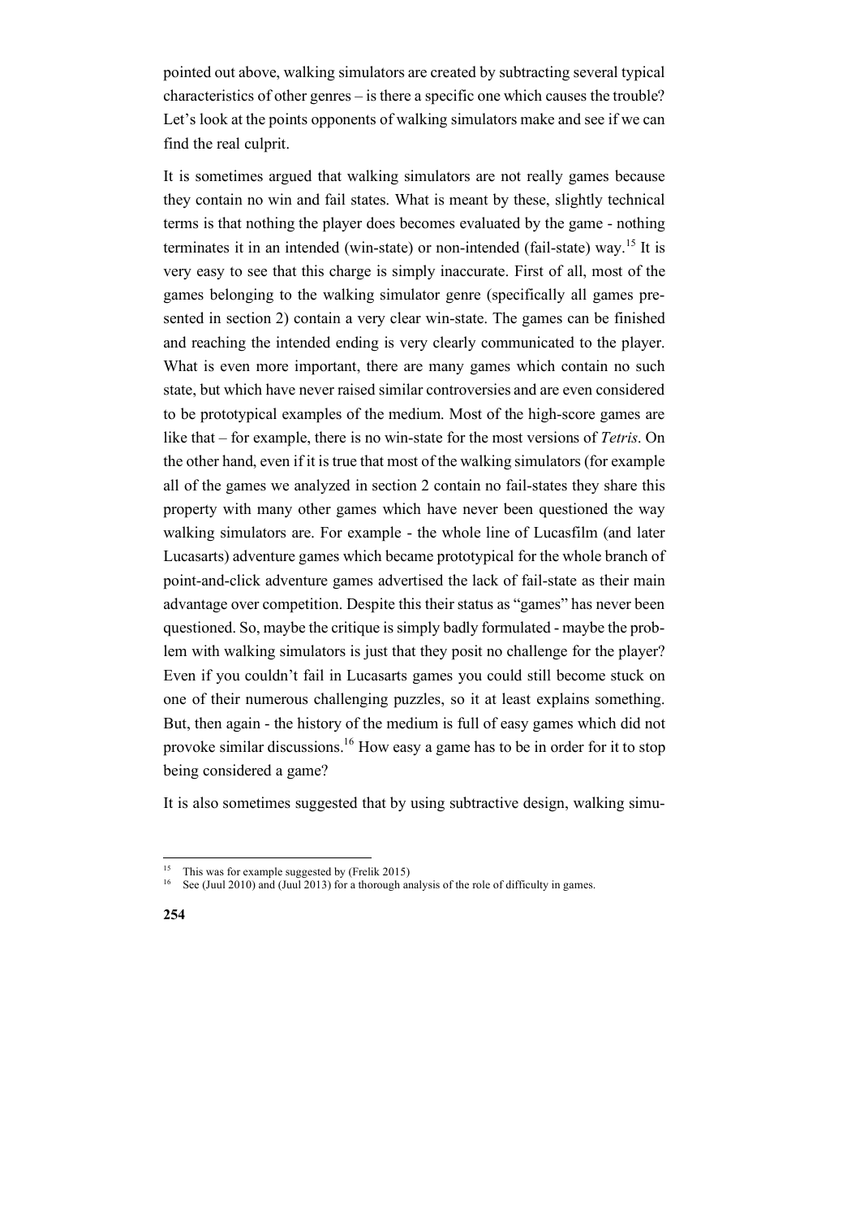pointed out above, walking simulators are created by subtracting several typical characteristics of other genres – is there a specific one which causes the trouble? Let's look at the points opponents of walking simulators make and see if we can find the real culprit.

It is sometimes argued that walking simulators are not really games because they contain no win and fail states. What is meant by these, slightly technical terms is that nothing the player does becomes evaluated by the game - nothing terminates it in an intended (win-state) or non-intended (fail-state) way.[15] It is very easy to see that this charge is simply inaccurate. First of all, most of the games belonging to the walking simulator genre (specifically all games presented in section 2) contain a very clear win-state. The games can be finished and reaching the intended ending is very clearly communicated to the player. What is even more important, there are many games which contain no such state, but which have never raised similar controversies and are even considered to be prototypical examples of the medium. Most of the high-score games are like that – for example, there is no win-state for the most versions of *Tetris*. On the other hand, even if it is true that most of the walking simulators (for example all of the games we analyzed in section 2 contain no fail-states they share this property with many other games which have never been questioned the way walking simulators are. For example - the whole line of Lucasfilm (and later Lucasarts) adventure games which became prototypical for the whole branch of point-and-click adventure games advertised the lack of fail-state as their main advantage over competition. Despite this their status as "games" has never been questioned. So, maybe the critique is simply badly formulated - maybe the problem with walking simulators is just that they posit no challenge for the player? Even if you couldn't fail in Lucasarts games you could still become stuck on one of their numerous challenging puzzles, so it at least explains something. But, then again - the history of the medium is full of easy games which did not provoke similar discussions.[16] How easy a game has to be in order for it to stop being considered a game?

It is also sometimes suggested that by using subtractive design, walking simu-

---

[15] This was for example suggested by (Frelik 2015)

[16] See (Juul 2010) and (Juul 2013) for a thorough analysis of the role of difficulty in games.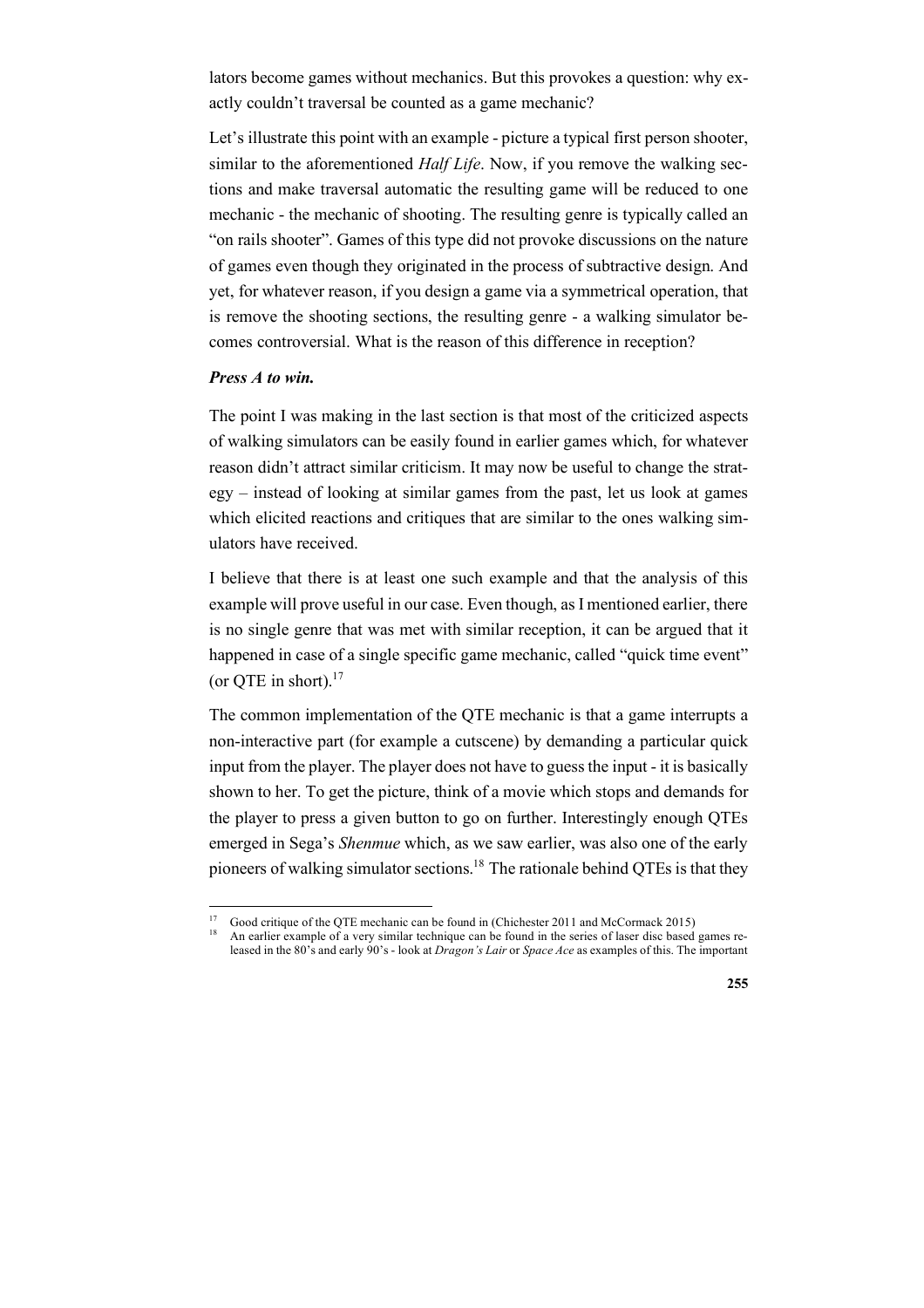lators become games without mechanics. But this provokes a question: why exactly couldn't traversal be counted as a game mechanic?

Let's illustrate this point with an example - picture a typical first person shooter, similar to the aforementioned *Half Life*. Now, if you remove the walking sections and make traversal automatic the resulting game will be reduced to one mechanic - the mechanic of shooting. The resulting genre is typically called an "on rails shooter". Games of this type did not provoke discussions on the nature of games even though they originated in the process of subtractive design. And yet, for whatever reason, if you design a game via a symmetrical operation, that is remove the shooting sections, the resulting genre - a walking simulator becomes controversial. What is the reason of this difference in reception?

### *Press A to win.*

The point I was making in the last section is that most of the criticized aspects of walking simulators can be easily found in earlier games which, for whatever reason didn't attract similar criticism. It may now be useful to change the strategy – instead of looking at similar games from the past, let us look at games which elicited reactions and critiques that are similar to the ones walking simulators have received.

I believe that there is at least one such example and that the analysis of this example will prove useful in our case. Even though, as I mentioned earlier, there is no single genre that was met with similar reception, it can be argued that it happened in case of a single specific game mechanic, called "quick time event" (or QTE in short).[17]

The common implementation of the QTE mechanic is that a game interrupts a non-interactive part (for example a cutscene) by demanding a particular quick input from the player. The player does not have to guess the input - it is basically shown to her. To get the picture, think of a movie which stops and demands for the player to press a given button to go on further. Interestingly enough QTEs emerged in Sega's *Shenmue* which, as we saw earlier, was also one of the early pioneers of walking simulator sections.[18] The rationale behind QTEs is that they

---

[17] Good critique of the QTE mechanic can be found in (Chichester 2011 and McCormack 2015)

[18] An earlier example of a very similar technique can be found in the series of laser disc based games released in the 80's and early 90's - look at *Dragon's Lair* or *Space Ace* as examples of this. The important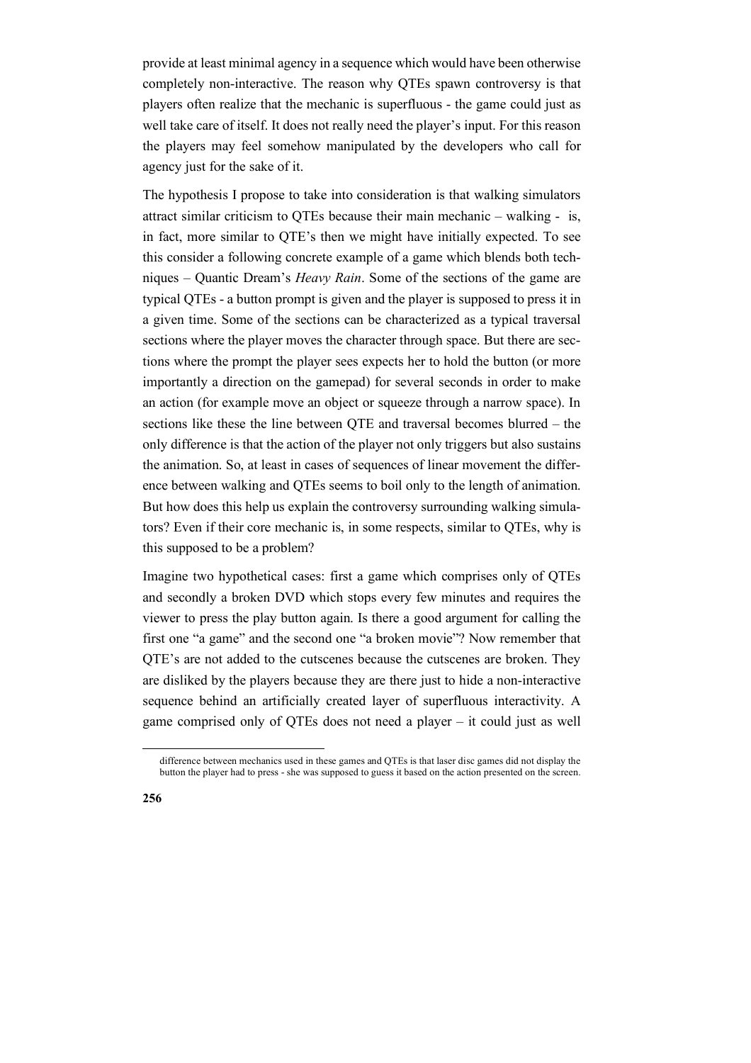provide at least minimal agency in a sequence which would have been otherwise completely non-interactive. The reason why QTEs spawn controversy is that players often realize that the mechanic is superfluous - the game could just as well take care of itself. It does not really need the player's input. For this reason the players may feel somehow manipulated by the developers who call for agency just for the sake of it.

The hypothesis I propose to take into consideration is that walking simulators attract similar criticism to QTEs because their main mechanic – walking - is, in fact, more similar to QTE's then we might have initially expected. To see this consider a following concrete example of a game which blends both techniques – Quantic Dream's *Heavy Rain*. Some of the sections of the game are typical QTEs - a button prompt is given and the player is supposed to press it in a given time. Some of the sections can be characterized as a typical traversal sections where the player moves the character through space. But there are sections where the prompt the player sees expects her to hold the button (or more importantly a direction on the gamepad) for several seconds in order to make an action (for example move an object or squeeze through a narrow space). In sections like these the line between QTE and traversal becomes blurred – the only difference is that the action of the player not only triggers but also sustains the animation. So, at least in cases of sequences of linear movement the difference between walking and QTEs seems to boil only to the length of animation. But how does this help us explain the controversy surrounding walking simulators? Even if their core mechanic is, in some respects, similar to QTEs, why is this supposed to be a problem?

Imagine two hypothetical cases: first a game which comprises only of QTEs and secondly a broken DVD which stops every few minutes and requires the viewer to press the play button again. Is there a good argument for calling the first one "a game" and the second one "a broken movie"? Now remember that QTE's are not added to the cutscenes because the cutscenes are broken. They are disliked by the players because they are there just to hide a non-interactive sequence behind an artificially created layer of superfluous interactivity. A game comprised only of QTEs does not need a player – it could just as well

difference between mechanics used in these games and QTEs is that laser disc games did not display the button the player had to press - she was supposed to guess it based on the action presented on the screen.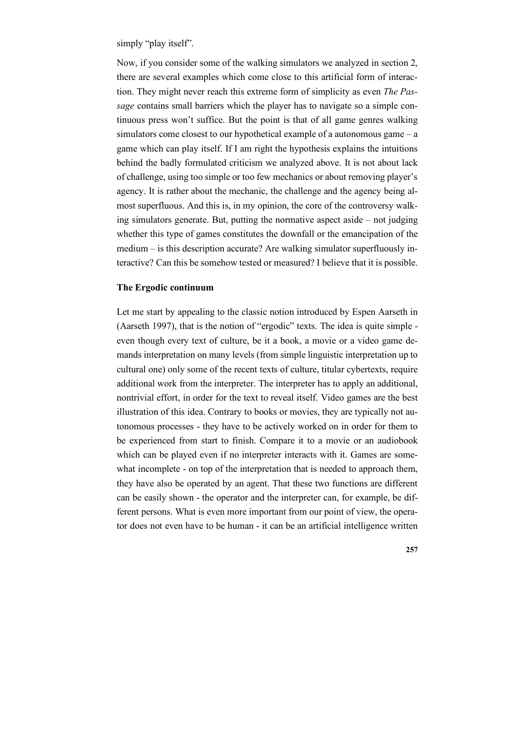simply “play itself”.

Now, if you consider some of the walking simulators we analyzed in section 2, there are several examples which come close to this artificial form of interaction. They might never reach this extreme form of simplicity as even *The Passage* contains small barriers which the player has to navigate so a simple continuous press won’t suffice. But the point is that of all game genres walking simulators come closest to our hypothetical example of a autonomous game – a game which can play itself. If I am right the hypothesis explains the intuitions behind the badly formulated criticism we analyzed above. It is not about lack of challenge, using too simple or too few mechanics or about removing player’s agency. It is rather about the mechanic, the challenge and the agency being almost superfluous. And this is, in my opinion, the core of the controversy walking simulators generate. But, putting the normative aspect aside – not judging whether this type of games constitutes the downfall or the emancipation of the medium – is this description accurate? Are walking simulator superfluously interactive? Can this be somehow tested or measured? I believe that it is possible.

**The Ergodic continuum**

Let me start by appealing to the classic notion introduced by Espen Aarseth in (Aarseth 1997), that is the notion of “ergodic” texts. The idea is quite simple - even though every text of culture, be it a book, a movie or a video game demands interpretation on many levels (from simple linguistic interpretation up to cultural one) only some of the recent texts of culture, titular cybertexts, require additional work from the interpreter. The interpreter has to apply an additional, nontrivial effort, in order for the text to reveal itself. Video games are the best illustration of this idea. Contrary to books or movies, they are typically not autonomous processes - they have to be actively worked on in order for them to be experienced from start to finish. Compare it to a movie or an audiobook which can be played even if no interpreter interacts with it. Games are somewhat incomplete - on top of the interpretation that is needed to approach them, they have also be operated by an agent. That these two functions are different can be easily shown - the operator and the interpreter can, for example, be different persons. What is even more important from our point of view, the operator does not even have to be human - it can be an artificial intelligence written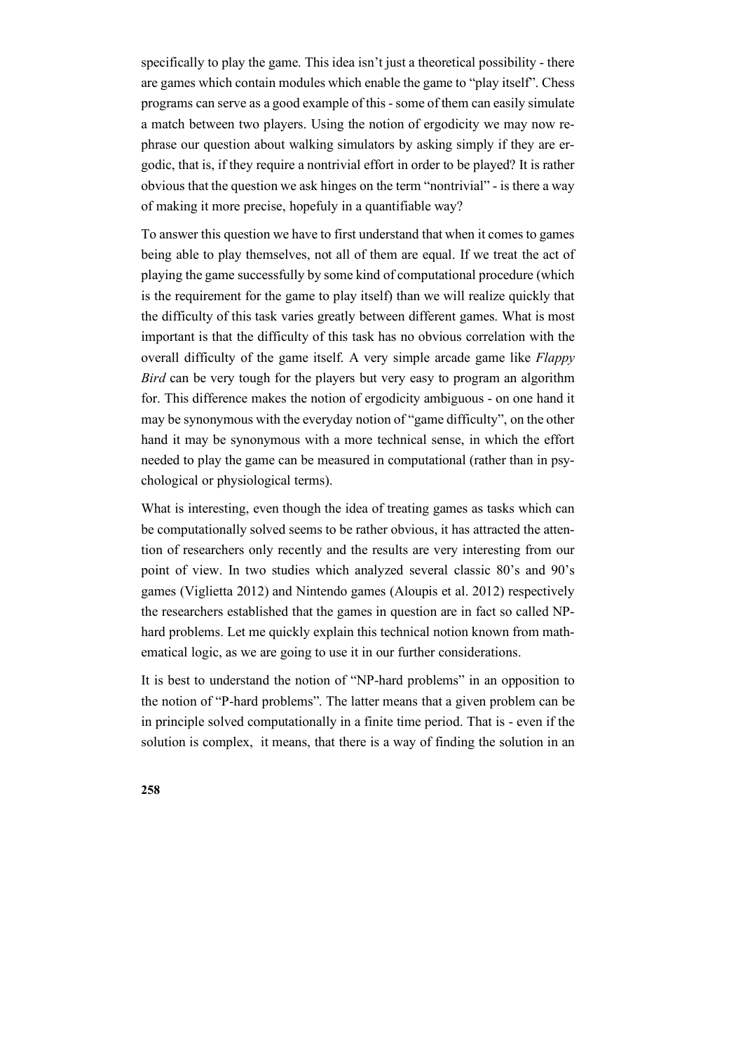specifically to play the game. This idea isn't just a theoretical possibility - there are games which contain modules which enable the game to "play itself". Chess programs can serve as a good example of this - some of them can easily simulate a match between two players. Using the notion of ergodicity we may now rephrase our question about walking simulators by asking simply if they are ergodic, that is, if they require a nontrivial effort in order to be played? It is rather obvious that the question we ask hinges on the term "nontrivial" - is there a way of making it more precise, hopefully in a quantifiable way?

To answer this question we have to first understand that when it comes to games being able to play themselves, not all of them are equal. If we treat the act of playing the game successfully by some kind of computational procedure (which is the requirement for the game to play itself) than we will realize quickly that the difficulty of this task varies greatly between different games. What is most important is that the difficulty of this task has no obvious correlation with the overall difficulty of the game itself. A very simple arcade game like *Flappy Bird* can be very tough for the players but very easy to program an algorithm for. This difference makes the notion of ergodicity ambiguous - on one hand it may be synonymous with the everyday notion of "game difficulty", on the other hand it may be synonymous with a more technical sense, in which the effort needed to play the game can be measured in computational (rather than in psychological or physiological terms).

What is interesting, even though the idea of treating games as tasks which can be computationally solved seems to be rather obvious, it has attracted the attention of researchers only recently and the results are very interesting from our point of view. In two studies which analyzed several classic 80's and 90's games (Viglietta 2012) and Nintendo games (Aloupis et al. 2012) respectively the researchers established that the games in question are in fact so called NP-hard problems. Let me quickly explain this technical notion known from mathematical logic, as we are going to use it in our further considerations.

It is best to understand the notion of "NP-hard problems" in an opposition to the notion of "P-hard problems". The latter means that a given problem can be in principle solved computationally in a finite time period. That is - even if the solution is complex, it means, that there is a way of finding the solution in an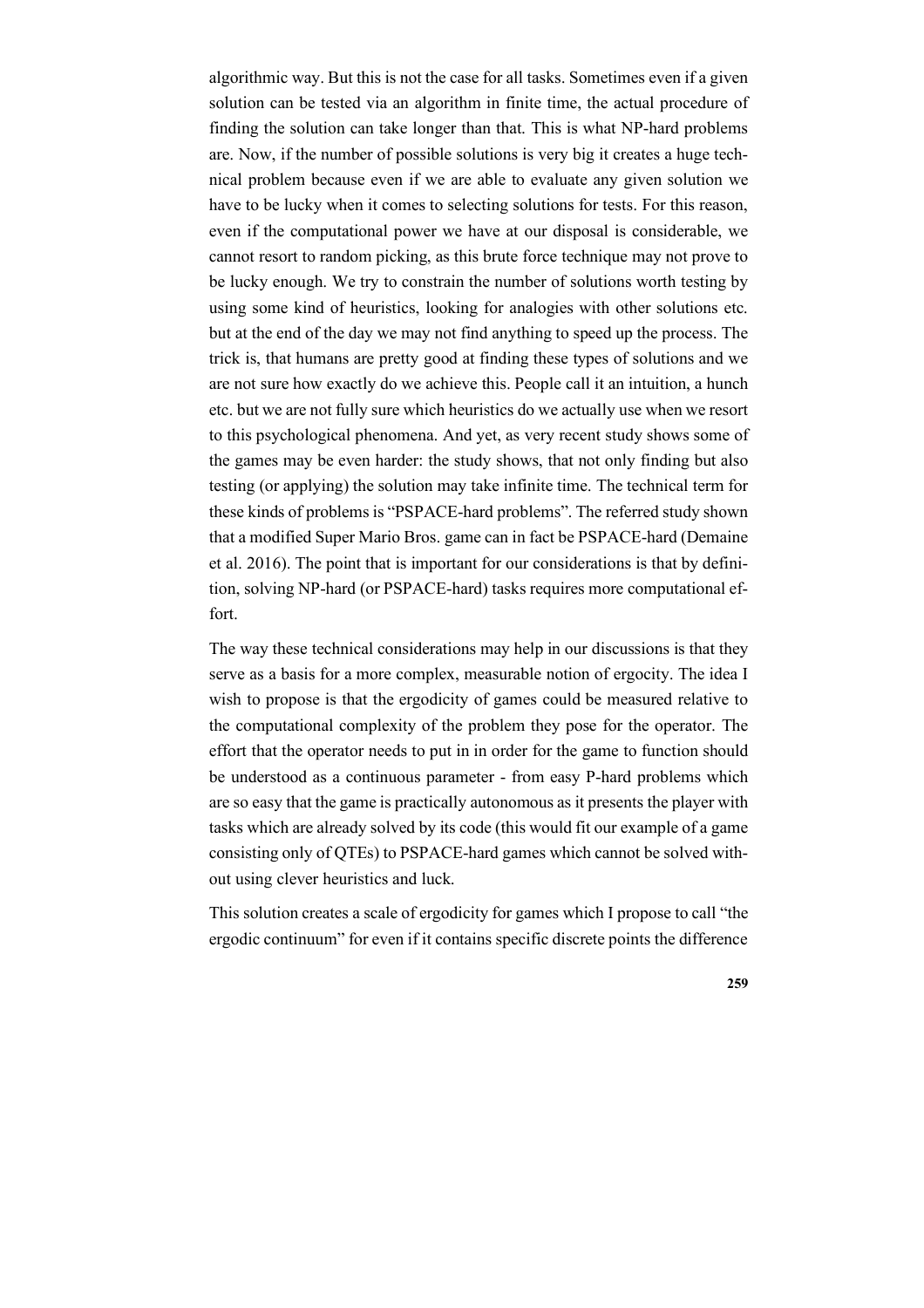algorithmic way. But this is not the case for all tasks. Sometimes even if a given solution can be tested via an algorithm in finite time, the actual procedure of finding the solution can take longer than that. This is what NP-hard problems are. Now, if the number of possible solutions is very big it creates a huge technical problem because even if we are able to evaluate any given solution we have to be lucky when it comes to selecting solutions for tests. For this reason, even if the computational power we have at our disposal is considerable, we cannot resort to random picking, as this brute force technique may not prove to be lucky enough. We try to constrain the number of solutions worth testing by using some kind of heuristics, looking for analogies with other solutions etc. but at the end of the day we may not find anything to speed up the process. The trick is, that humans are pretty good at finding these types of solutions and we are not sure how exactly do we achieve this. People call it an intuition, a hunch etc. but we are not fully sure which heuristics do we actually use when we resort to this psychological phenomena. And yet, as very recent study shows some of the games may be even harder: the study shows, that not only finding but also testing (or applying) the solution may take infinite time. The technical term for these kinds of problems is "PSPACE-hard problems". The referred study shown that a modified Super Mario Bros. game can in fact be PSPACE-hard (Demaine et al. 2016). The point that is important for our considerations is that by definition, solving NP-hard (or PSPACE-hard) tasks requires more computational effort.

The way these technical considerations may help in our discussions is that they serve as a basis for a more complex, measurable notion of ergocity. The idea I wish to propose is that the ergodicity of games could be measured relative to the computational complexity of the problem they pose for the operator. The effort that the operator needs to put in in order for the game to function should be understood as a continuous parameter - from easy P-hard problems which are so easy that the game is practically autonomous as it presents the player with tasks which are already solved by its code (this would fit our example of a game consisting only of QTEs) to PSPACE-hard games which cannot be solved without using clever heuristics and luck.

This solution creates a scale of ergodicity for games which I propose to call "the ergodic continuum" for even if it contains specific discrete points the difference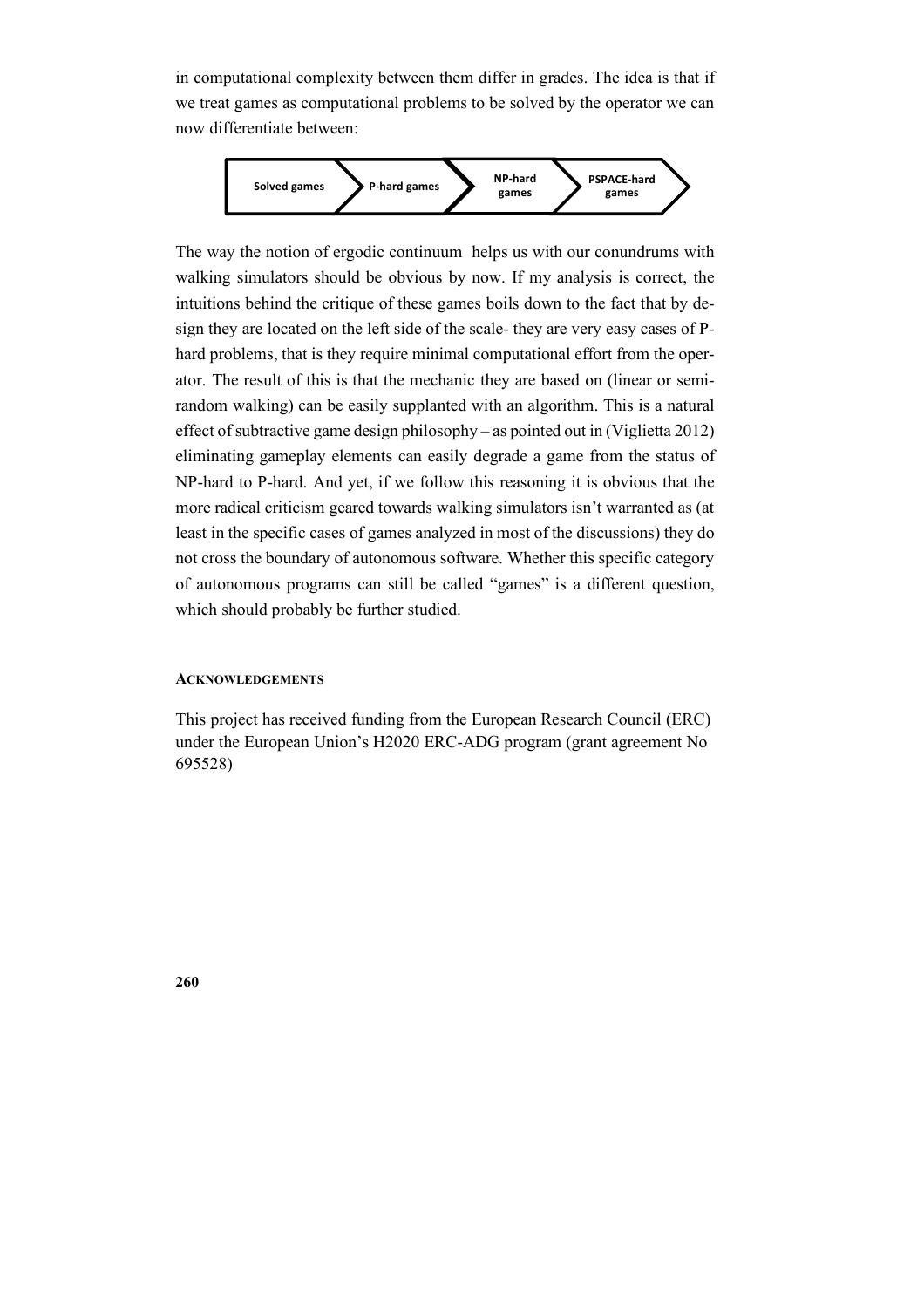in computational complexity between them differ in grades. The idea is that if we treat games as computational problems to be solved by the operator we can now differentiate between:

Solved games → P-hard games → NP-hard games → PSPACE-hard games

The way the notion of ergodic continuum  helps us with our conundrums with walking simulators should be obvious by now. If my analysis is correct, the intuitions behind the critique of these games boils down to the fact that by design they are located on the left side of the scale- they are very easy cases of P-hard problems, that is they require minimal computational effort from the operator. The result of this is that the mechanic they are based on (linear or semi-random walking) can be easily supplanted with an algorithm. This is a natural effect of subtractive game design philosophy – as pointed out in (Viglietta 2012) eliminating gameplay elements can easily degrade a game from the status of NP-hard to P-hard. And yet, if we follow this reasoning it is obvious that the more radical criticism geared towards walking simulators isn't warranted as (at least in the specific cases of games analyzed in most of the discussions) they do not cross the boundary of autonomous software. Whether this specific category of autonomous programs can still be called "games" is a different question, which should probably be further studied.

#### ACKNOWLEDGEMENTS

This project has received funding from the European Research Council (ERC) under the European Union's H2020 ERC-ADG program (grant agreement No 695528)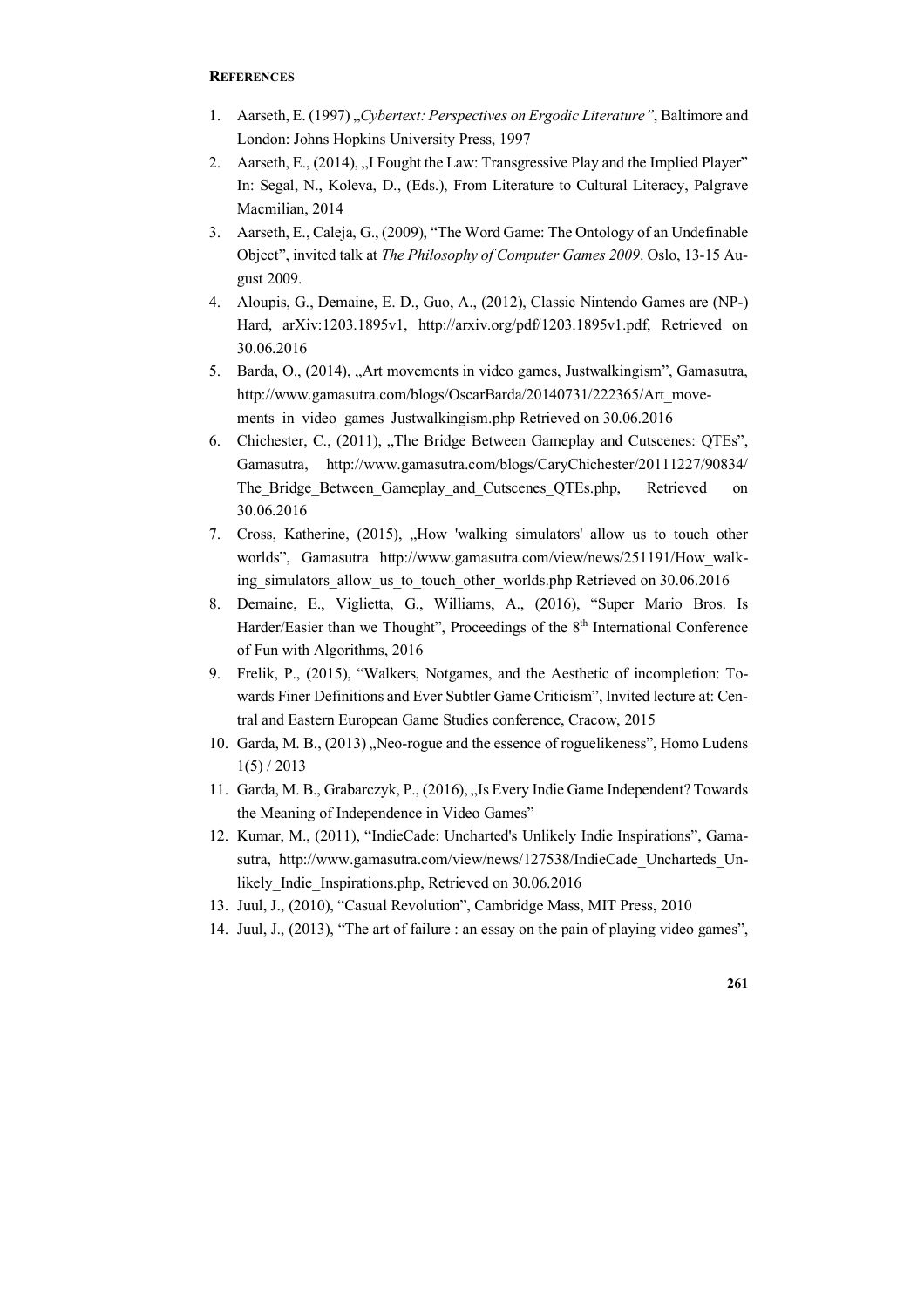## REFERENCES

1. Aarseth, E. (1997) „*Cybertext: Perspectives on Ergodic Literature"*, Baltimore and London: Johns Hopkins University Press, 1997
2. Aarseth, E., (2014), „I Fought the Law: Transgressive Play and the Implied Player" In: Segal, N., Koleva, D., (Eds.), From Literature to Cultural Literacy, Palgrave Macmilian, 2014
3. Aarseth, E., Caleja, G., (2009), "The Word Game: The Ontology of an Undefinable Object", invited talk at *The Philosophy of Computer Games 2009*. Oslo, 13-15 August 2009.
4. Aloupis, G., Demaine, E. D., Guo, A., (2012), Classic Nintendo Games are (NP-) Hard, arXiv:1203.1895v1, http://arxiv.org/pdf/1203.1895v1.pdf, Retrieved on 30.06.2016
5. Barda, O., (2014), „Art movements in video games, Justwalkingism", Gamasutra, http://www.gamasutra.com/blogs/OscarBarda/20140731/222365/Art_movements_in_video_games_Justwalkingism.php Retrieved on 30.06.2016
6. Chichester, C., (2011), „The Bridge Between Gameplay and Cutscenes: QTEs", Gamasutra, http://www.gamasutra.com/blogs/CaryChichester/20111227/90834/The_Bridge_Between_Gameplay_and_Cutscenes_QTEs.php, Retrieved on 30.06.2016
7. Cross, Katherine, (2015), „How 'walking simulators' allow us to touch other worlds", Gamasutra http://www.gamasutra.com/view/news/251191/How_walking_simulators_allow_us_to_touch_other_worlds.php Retrieved on 30.06.2016
8. Demaine, E., Viglietta, G., Williams, A., (2016), "Super Mario Bros. Is Harder/Easier than we Thought", Proceedings of the 8th International Conference of Fun with Algorithms, 2016
9. Frelik, P., (2015), "Walkers, Notgames, and the Aesthetic of incompletion: Towards Finer Definitions and Ever Subtler Game Criticism", Invited lecture at: Central and Eastern European Game Studies conference, Cracow, 2015
10. Garda, M. B., (2013) „Neo-rogue and the essence of roguelikeness", Homo Ludens 1(5) / 2013
11. Garda, M. B., Grabarczyk, P., (2016), „Is Every Indie Game Independent? Towards the Meaning of Independence in Video Games"
12. Kumar, M., (2011), "IndieCade: Uncharted's Unlikely Indie Inspirations", Gamasutra, http://www.gamasutra.com/view/news/127538/IndieCade_Uncharteds_Unlikely_Indie_Inspirations.php, Retrieved on 30.06.2016
13. Juul, J., (2010), "Casual Revolution", Cambridge Mass, MIT Press, 2010
14. Juul, J., (2013), "The art of failure : an essay on the pain of playing video games",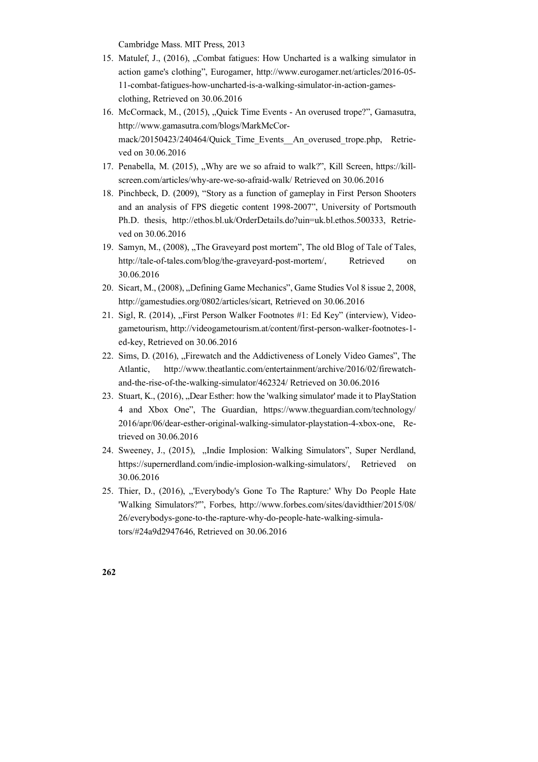Cambridge Mass. MIT Press, 2013

15. Matulef, J., (2016), „Combat fatigues: How Uncharted is a walking simulator in action game's clothing", Eurogamer, http://www.eurogamer.net/articles/2016-05-11-combat-fatigues-how-uncharted-is-a-walking-simulator-in-action-games-clothing, Retrieved on 30.06.2016
16. McCormack, M., (2015), „Quick Time Events - An overused trope?", Gamasutra, http://www.gamasutra.com/blogs/MarkMcCormack/20150423/240464/Quick_Time_Events__An_overused_trope.php, Retrieved on 30.06.2016
17. Penabella, M. (2015), „Why are we so afraid to walk?", Kill Screen, https://killscreen.com/articles/why-are-we-so-afraid-walk/ Retrieved on 30.06.2016
18. Pinchbeck, D. (2009), "Story as a function of gameplay in First Person Shooters and an analysis of FPS diegetic content 1998-2007", University of Portsmouth Ph.D. thesis, http://ethos.bl.uk/OrderDetails.do?uin=uk.bl.ethos.500333, Retrieved on 30.06.2016
19. Samyn, M., (2008), „The Graveyard post mortem", The old Blog of Tale of Tales, http://tale-of-tales.com/blog/the-graveyard-post-mortem/, Retrieved on 30.06.2016
20. Sicart, M., (2008), „Defining Game Mechanics", Game Studies Vol 8 issue 2, 2008, http://gamestudies.org/0802/articles/sicart, Retrieved on 30.06.2016
21. Sigl, R. (2014), „First Person Walker Footnotes #1: Ed Key" (interview), Videogametourism, http://videogametourism.at/content/first-person-walker-footnotes-1-ed-key, Retrieved on 30.06.2016
22. Sims, D. (2016), „Firewatch and the Addictiveness of Lonely Video Games", The Atlantic, http://www.theatlantic.com/entertainment/archive/2016/02/firewatch-and-the-rise-of-the-walking-simulator/462324/ Retrieved on 30.06.2016
23. Stuart, K., (2016), „Dear Esther: how the 'walking simulator' made it to PlayStation 4 and Xbox One", The Guardian, https://www.theguardian.com/technology/2016/apr/06/dear-esther-original-walking-simulator-playstation-4-xbox-one, Retrieved on 30.06.2016
24. Sweeney, J., (2015), „Indie Implosion: Walking Simulators", Super Nerdland, https://supernerdland.com/indie-implosion-walking-simulators/, Retrieved on 30.06.2016
25. Thier, D., (2016), „'Everybody's Gone To The Rapture:' Why Do People Hate 'Walking Simulators?'", Forbes, http://www.forbes.com/sites/davidthier/2015/08/26/everybodys-gone-to-the-rapture-why-do-people-hate-walking-simulators/#24a9d2947646, Retrieved on 30.06.2016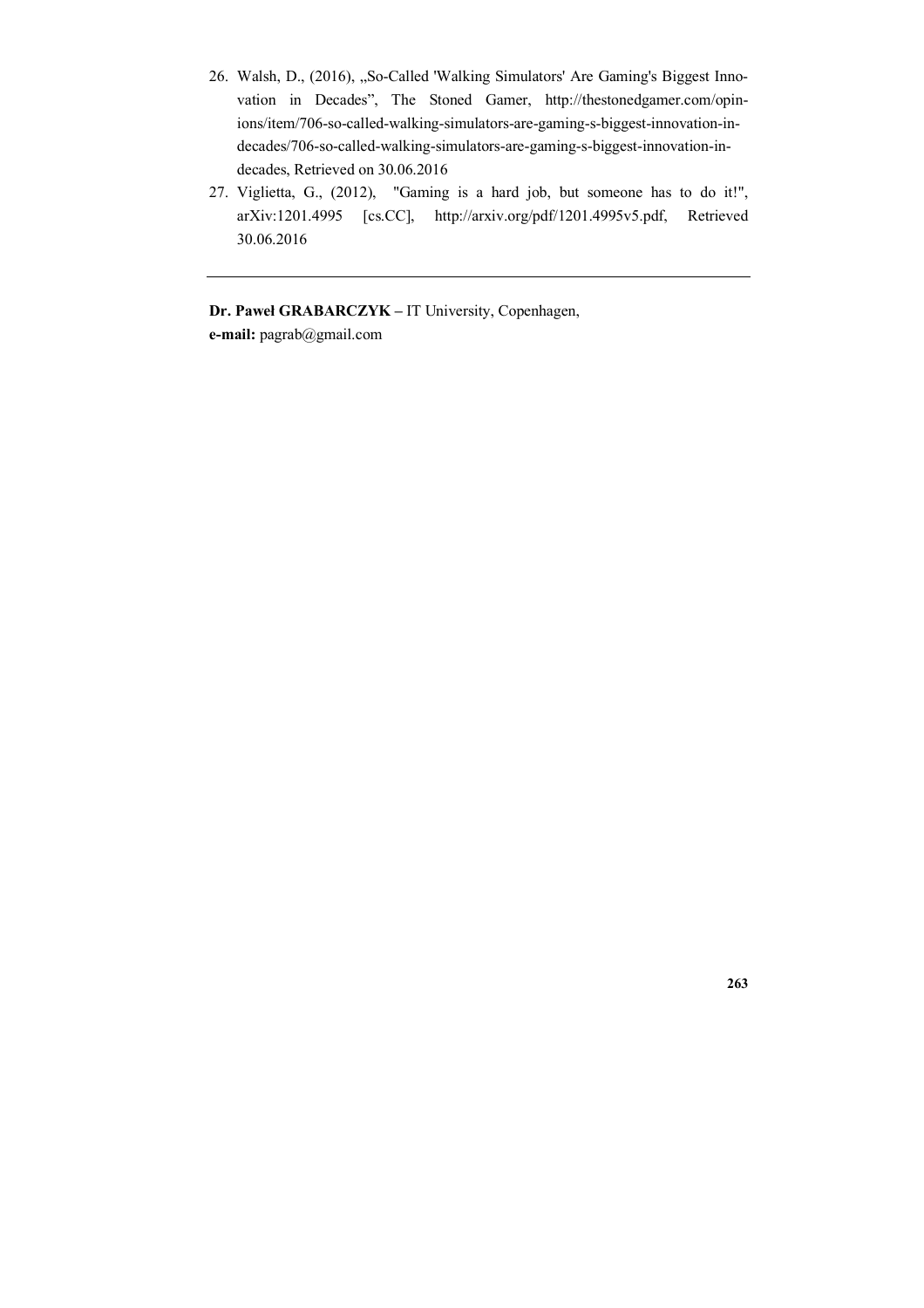26. Walsh, D., (2016), „So-Called 'Walking Simulators' Are Gaming's Biggest Innovation in Decades", The Stoned Gamer, http://thestonedgamer.com/opinions/item/706-so-called-walking-simulators-are-gaming-s-biggest-innovation-in-decades/706-so-called-walking-simulators-are-gaming-s-biggest-innovation-in-decades, Retrieved on 30.06.2016
27. Viglietta, G., (2012), "Gaming is a hard job, but someone has to do it!", arXiv:1201.4995 [cs.CC], http://arxiv.org/pdf/1201.4995v5.pdf, Retrieved 30.06.2016

---

**Dr. Paweł GRABARCZYK –** IT University, Copenhagen,
**e-mail:** pagrab@gmail.com